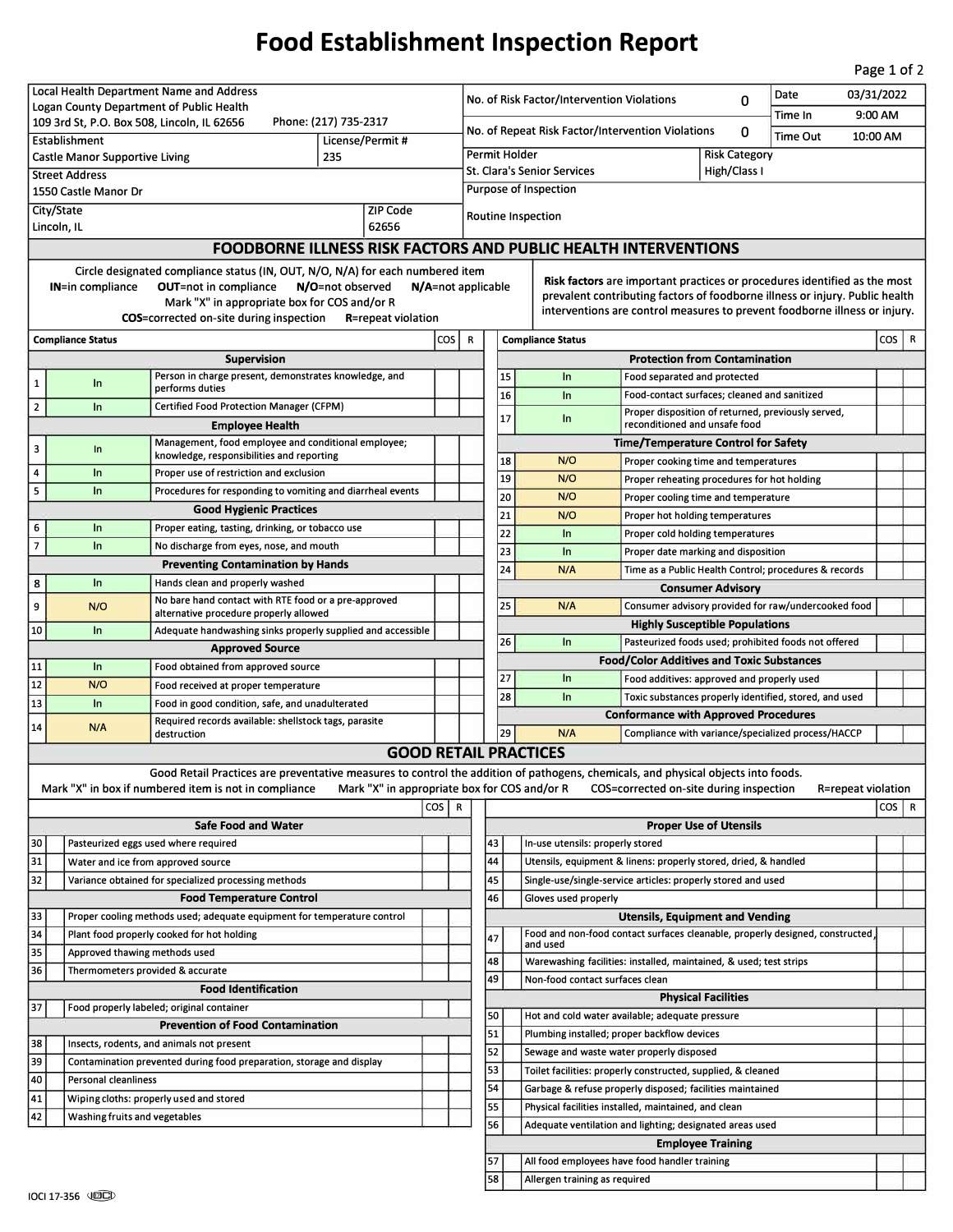# Food Establishment Inspection Report

| | |
|---|---|
| Local Health Department Name and Address | Logan County Department of Public Health, 109 3rd St, P.O. Box 508, Lincoln, IL 62656 — Phone: (217) 735-2317 |
| Establishment | Castle Manor Supportive Living |
| License/Permit # | 235 |
| Street Address | 1550 Castle Manor Dr |
| City/State | Lincoln, IL |
| ZIP Code | 62656 |
| No. of Risk Factor/Intervention Violations | 0 |
| No. of Repeat Risk Factor/Intervention Violations | 0 |
| Date | 03/31/2022 |
| Time In | 9:00 AM |
| Time Out | 10:00 AM |
| Permit Holder | St. Clara's Senior Services |
| Risk Category | High/Class I |
| Purpose of Inspection | Routine Inspection |

## FOODBORNE ILLNESS RISK FACTORS AND PUBLIC HEALTH INTERVENTIONS

Circle designated compliance status (IN, OUT, N/O, N/A) for each numbered item
**IN**=in compliance **OUT**=not in compliance **N/O**=not observed **N/A**=not applicable
Mark "X" in appropriate box for COS and/or R
**COS**=corrected on-site during inspection **R**=repeat violation

**Risk factors** are important practices or procedures identified as the most prevalent contributing factors of foodborne illness or injury. Public health interventions are control measures to prevent foodborne illness or injury.

| # | Compliance Status | Item | COS | R |
|---|---|---|---|---|
| | | **Supervision** | | |
| 1 | In | Person in charge present, demonstrates knowledge, and performs duties | | |
| 2 | In | Certified Food Protection Manager (CFPM) | | |
| | | **Employee Health** | | |
| 3 | In | Management, food employee and conditional employee; knowledge, responsibilities and reporting | | |
| 4 | In | Proper use of restriction and exclusion | | |
| 5 | In | Procedures for responding to vomiting and diarrheal events | | |
| | | **Good Hygienic Practices** | | |
| 6 | In | Proper eating, tasting, drinking, or tobacco use | | |
| 7 | In | No discharge from eyes, nose, and mouth | | |
| | | **Preventing Contamination by Hands** | | |
| 8 | In | Hands clean and properly washed | | |
| 9 | N/O | No bare hand contact with RTE food or a pre-approved alternative procedure properly allowed | | |
| 10 | In | Adequate handwashing sinks properly supplied and accessible | | |
| | | **Approved Source** | | |
| 11 | In | Food obtained from approved source | | |
| 12 | N/O | Food received at proper temperature | | |
| 13 | In | Food in good condition, safe, and unadulterated | | |
| 14 | N/A | Required records available: shellstock tags, parasite destruction | | |
| | | **Protection from Contamination** | | |
| 15 | In | Food separated and protected | | |
| 16 | In | Food-contact surfaces; cleaned and sanitized | | |
| 17 | In | Proper disposition of returned, previously served, reconditioned and unsafe food | | |
| | | **Time/Temperature Control for Safety** | | |
| 18 | N/O | Proper cooking time and temperatures | | |
| 19 | N/O | Proper reheating procedures for hot holding | | |
| 20 | N/O | Proper cooling time and temperature | | |
| 21 | N/O | Proper hot holding temperatures | | |
| 22 | In | Proper cold holding temperatures | | |
| 23 | In | Proper date marking and disposition | | |
| 24 | N/A | Time as a Public Health Control; procedures & records | | |
| | | **Consumer Advisory** | | |
| 25 | N/A | Consumer advisory provided for raw/undercooked food | | |
| | | **Highly Susceptible Populations** | | |
| 26 | In | Pasteurized foods used; prohibited foods not offered | | |
| | | **Food/Color Additives and Toxic Substances** | | |
| 27 | In | Food additives: approved and properly used | | |
| 28 | In | Toxic substances properly identified, stored, and used | | |
| | | **Conformance with Approved Procedures** | | |
| 29 | N/A | Compliance with variance/specialized process/HACCP | | |

## GOOD RETAIL PRACTICES

Good Retail Practices are preventative measures to control the addition of pathogens, chemicals, and physical objects into foods.
Mark "X" in box if numbered item is not in compliance Mark "X" in appropriate box for COS and/or R COS=corrected on-site during inspection R=repeat violation

| # | X | Item | COS | R |
|---|---|---|---|---|
| | | **Safe Food and Water** | | |
| 30 | | Pasteurized eggs used where required | | |
| 31 | | Water and ice from approved source | | |
| 32 | | Variance obtained for specialized processing methods | | |
| | | **Food Temperature Control** | | |
| 33 | | Proper cooling methods used; adequate equipment for temperature control | | |
| 34 | | Plant food properly cooked for hot holding | | |
| 35 | | Approved thawing methods used | | |
| 36 | | Thermometers provided & accurate | | |
| | | **Food Identification** | | |
| 37 | | Food properly labeled; original container | | |
| | | **Prevention of Food Contamination** | | |
| 38 | | Insects, rodents, and animals not present | | |
| 39 | | Contamination prevented during food preparation, storage and display | | |
| 40 | | Personal cleanliness | | |
| 41 | | Wiping cloths: properly used and stored | | |
| 42 | | Washing fruits and vegetables | | |
| | | **Proper Use of Utensils** | | |
| 43 | | In-use utensils: properly stored | | |
| 44 | | Utensils, equipment & linens: properly stored, dried, & handled | | |
| 45 | | Single-use/single-service articles: properly stored and used | | |
| 46 | | Gloves used properly | | |
| | | **Utensils, Equipment and Vending** | | |
| 47 | | Food and non-food contact surfaces cleanable, properly designed, constructed, and used | | |
| 48 | | Warewashing facilities: installed, maintained, & used; test strips | | |
| 49 | | Non-food contact surfaces clean | | |
| | | **Physical Facilities** | | |
| 50 | | Hot and cold water available; adequate pressure | | |
| 51 | | Plumbing installed; proper backflow devices | | |
| 52 | | Sewage and waste water properly disposed | | |
| 53 | | Toilet facilities: properly constructed, supplied, & cleaned | | |
| 54 | | Garbage & refuse properly disposed; facilities maintained | | |
| 55 | | Physical facilities installed, maintained, and clean | | |
| 56 | | Adequate ventilation and lighting; designated areas used | | |
| | | **Employee Training** | | |
| 57 | | All food employees have food handler training | | |
| 58 | | Allergen training as required | | |

IOCI 17-356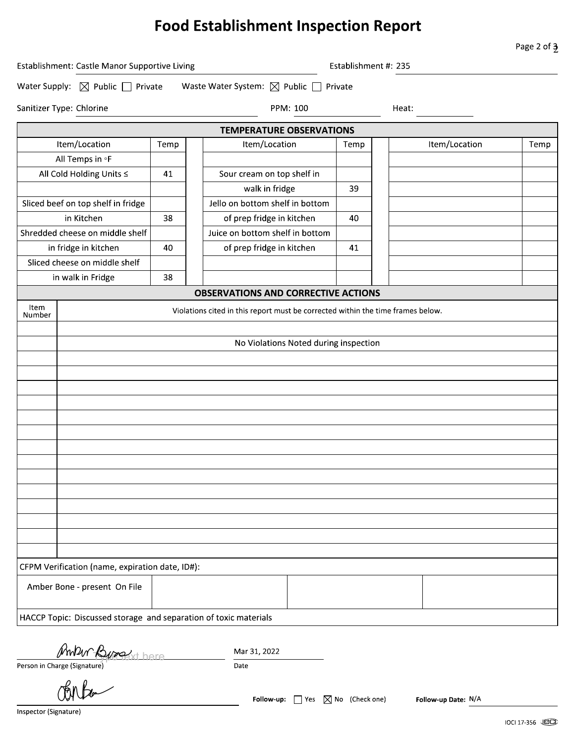# Food Establishment Inspection Report

Establishment: Castle Manor Supportive Living

Establishment #: 235

Water Supply: ☒ Public ☐ Private    Waste Water System: ☒ Public ☐ Private

Sanitizer Type: Chlorine    PPM: 100    Heat:

## TEMPERATURE OBSERVATIONS

| Item/Location | Temp | Item/Location | Temp | Item/Location | Temp |
|---|---|---|---|---|---|
| All Temps in ◦F | | | | | |
| All Cold Holding Units ≤ | 41 | Sour cream on top shelf in walk in fridge | 39 | | |
| Sliced beef on top shelf in fridge in Kitchen | 38 | Jello on bottom shelf in bottom of prep fridge in kitchen | 40 | | |
| Shredded cheese on middle shelf in fridge in kitchen | 40 | Juice on bottom shelf in bottom of prep fridge in kitchen | 41 | | |
| Sliced cheese on middle shelf in walk in Fridge | 38 | | | | |

## OBSERVATIONS AND CORRECTIVE ACTIONS

| Item Number | Violations cited in this report must be corrected within the time frames below. |
|---|---|
| | No Violations Noted during inspection |

CFPM Verification (name, expiration date, ID#):

Amber Bone - present On File

HACCP Topic: Discussed storage and separation of toxic materials

Person in Charge (Signature): [signature]

Date: Mar 31, 2022

Inspector (Signature): [signature]

Follow-up: ☐ Yes ☒ No (Check one)    Follow-up Date: N/A

IOCI 17-356